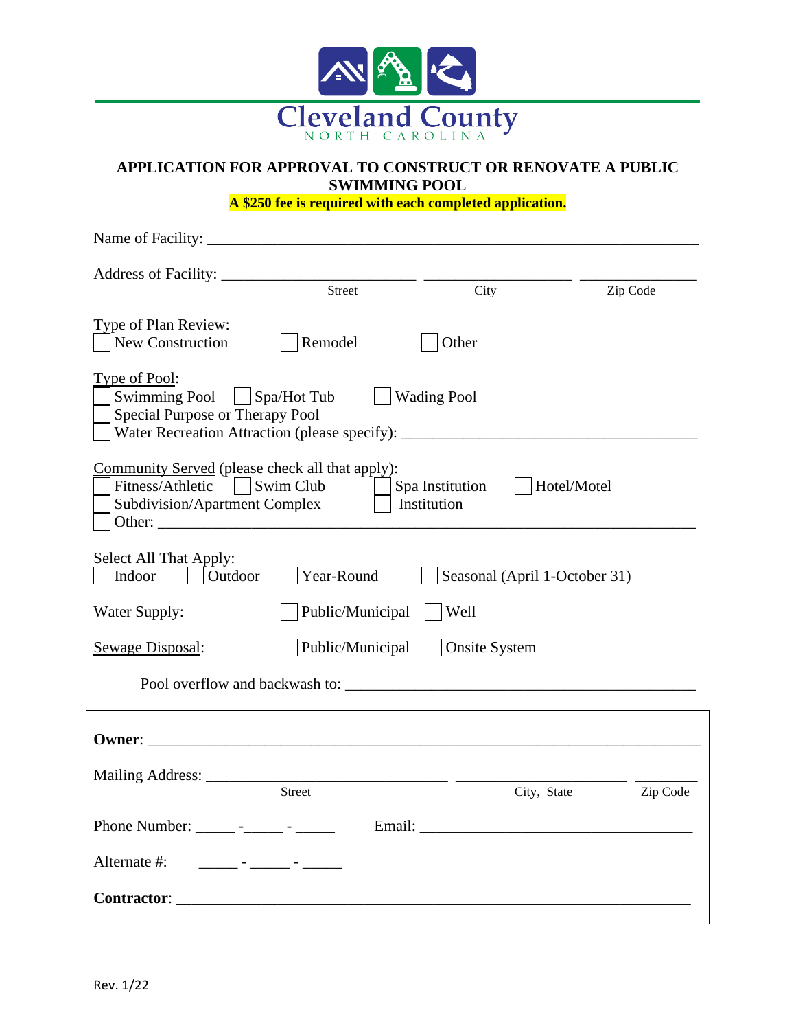Cleveland County
NORTH CAROLINA

# APPLICATION FOR APPROVAL TO CONSTRUCT OR RENOVATE A PUBLIC SWIMMING POOL

**A $250 fee is required with each completed application.**

Name of Facility: ___________________________________________________________

Address of Facility: ________________________ ____________________ ______________
Street City Zip Code

Type of Plan Review:
☐ New Construction ☐ Remodel ☐ Other

Type of Pool:
☐ Swimming Pool ☐ Spa/Hot Tub ☐ Wading Pool
☐ Special Purpose or Therapy Pool
☐ Water Recreation Attraction (please specify): ____________________________________

Community Served (please check all that apply):
☐ Fitness/Athletic ☐ Swim Club ☐ Spa Institution ☐ Hotel/Motel
☐ Subdivision/Apartment Complex ☐ Institution
☐ Other: ___________________________________________________________

Select All That Apply:
☐ Indoor ☐ Outdoor ☐ Year-Round ☐ Seasonal (April 1-October 31)

Water Supply: ☐ Public/Municipal ☐ Well

Sewage Disposal: ☐ Public/Municipal ☐ Onsite System

Pool overflow and backwash to: _____________________________________________

**Owner**: ___________________________________________________________________

Mailing Address: ______________________________ ______________________ ________
Street City, State Zip Code

Phone Number: _____ -_____ - _____ Email: ____________________________________

Alternate #: _____ - _____ - _____

**Contractor**: _______________________________________________________________

Rev. 1/22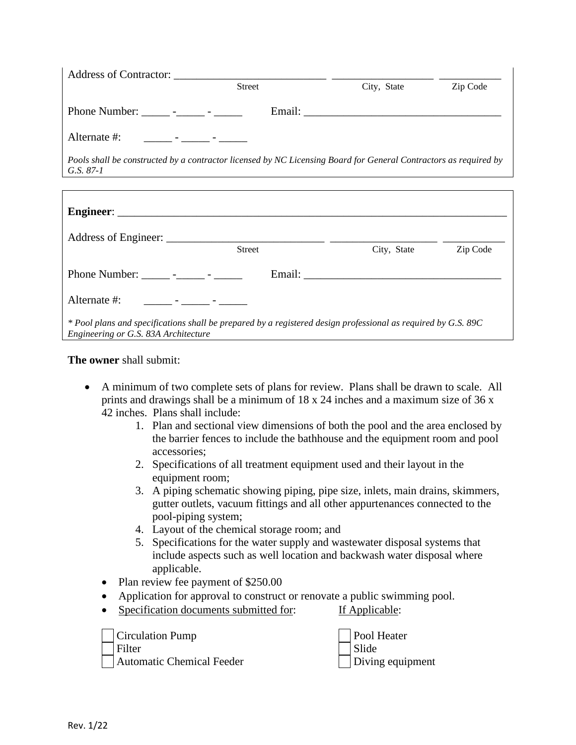Address of Contractor: ___________________________ ___________________ ___________
Street City, State Zip Code

Phone Number: _____ -_____ - _____ Email: ___________________________________

Alternate #: _____ - _____ - _____

*Pools shall be constructed by a contractor licensed by NC Licensing Board for General Contractors as required by G.S. 87-1*

**Engineer**: ______________________________________________________________________

Address of Engineer: ____________________________ ___________________ ___________
Street City, State Zip Code

Phone Number: _____ -_____ - _____ Email: ___________________________________

Alternate #: _____ - _____ - _____

*\* Pool plans and specifications shall be prepared by a registered design professional as required by G.S. 89C Engineering or G.S. 83A Architecture*

**The owner** shall submit:

- A minimum of two complete sets of plans for review. Plans shall be drawn to scale. All prints and drawings shall be a minimum of 18 x 24 inches and a maximum size of 36 x 42 inches. Plans shall include:
    1. Plan and sectional view dimensions of both the pool and the area enclosed by the barrier fences to include the bathhouse and the equipment room and pool accessories;
    2. Specifications of all treatment equipment used and their layout in the equipment room;
    3. A piping schematic showing piping, pipe size, inlets, main drains, skimmers, gutter outlets, vacuum fittings and all other appurtenances connected to the pool-piping system;
    4. Layout of the chemical storage room; and
    5. Specifications for the water supply and wastewater disposal systems that include aspects such as well location and backwash water disposal where applicable.
- Plan review fee payment of $250.00
- Application for approval to construct or renovate a public swimming pool.
- Specification documents submitted for:

☐ Circulation Pump
☐ Filter
☐ Automatic Chemical Feeder

If Applicable:

☐ Pool Heater
☐ Slide
☐ Diving equipment

Rev. 1/22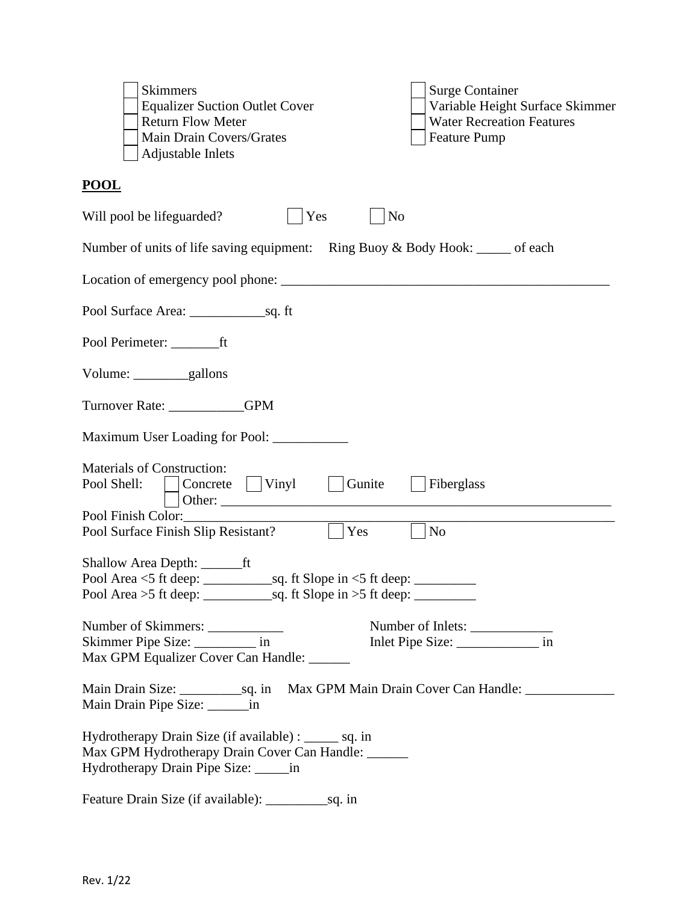- ☐ Skimmers
- ☐ Equalizer Suction Outlet Cover
- ☐ Return Flow Meter
- ☐ Main Drain Covers/Grates
- ☐ Adjustable Inlets
- ☐ Surge Container
- ☐ Variable Height Surface Skimmer
- ☐ Water Recreation Features
- ☐ Feature Pump

## POOL

Will pool be lifeguarded? ☐ Yes ☐ No

Number of units of life saving equipment: Ring Buoy & Body Hook: _____ of each

Location of emergency pool phone: _______________________________________________

Pool Surface Area: ___________sq. ft

Pool Perimeter: _______ft

Volume: ________gallons

Turnover Rate: ___________GPM

Maximum User Loading for Pool: ___________

Materials of Construction:
Pool Shell: ☐ Concrete ☐ Vinyl ☐ Gunite ☐ Fiberglass
☐ Other: ___________________________________________________________
Pool Finish Color:_________________________________________________________________
Pool Surface Finish Slip Resistant? ☐ Yes ☐ No

Shallow Area Depth: ______ft
Pool Area <5 ft deep: __________sq. ft Slope in <5 ft deep: _________
Pool Area >5 ft deep: __________sq. ft Slope in >5 ft deep: _________

Number of Skimmers: ___________
Skimmer Pipe Size: _________ in
Number of Inlets: ____________
Inlet Pipe Size: ____________ in
Max GPM Equalizer Cover Can Handle: ______

Main Drain Size: _________sq. in Max GPM Main Drain Cover Can Handle: _____________
Main Drain Pipe Size: ______in

Hydrotherapy Drain Size (if available) : _____ sq. in
Max GPM Hydrotherapy Drain Cover Can Handle: ______
Hydrotherapy Drain Pipe Size: _____in

Feature Drain Size (if available): _________sq. in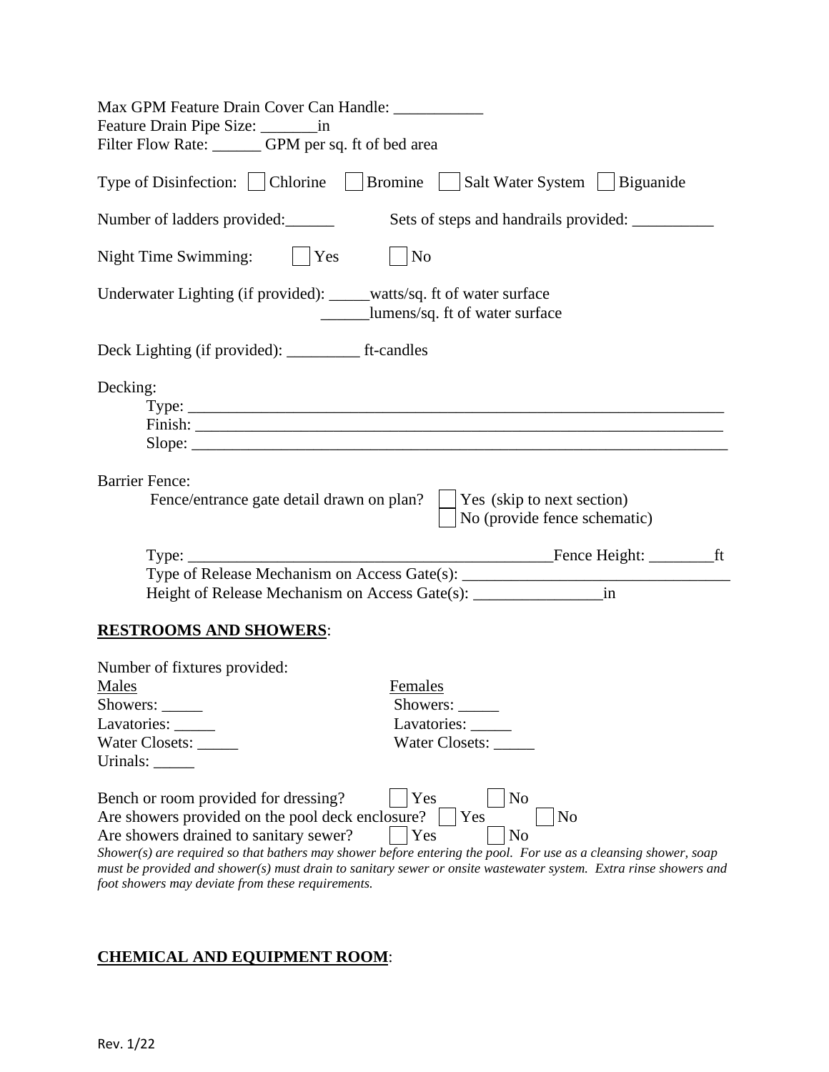Max GPM Feature Drain Cover Can Handle: ___________
Feature Drain Pipe Size: _______in
Filter Flow Rate: ______ GPM per sq. ft of bed area

Type of Disinfection: ☐ Chlorine ☐ Bromine ☐ Salt Water System ☐ Biguanide

Number of ladders provided:______ Sets of steps and handrails provided: __________

Night Time Swimming: ☐ Yes ☐ No

Underwater Lighting (if provided): _____watts/sq. ft of water surface
______lumens/sq. ft of water surface

Deck Lighting (if provided): _________ ft-candles

Decking:

Type: ______________________________________________________________________
Finish: _____________________________________________________________________
Slope: ______________________________________________________________________

Barrier Fence:

Fence/entrance gate detail drawn on plan? ☐ Yes (skip to next section)
☐ No (provide fence schematic)

Type: ______________________________________________Fence Height: ________ft
Type of Release Mechanism on Access Gate(s): _________________________________
Height of Release Mechanism on Access Gate(s): ________________in

**RESTROOMS AND SHOWERS**:

Number of fixtures provided:

| Males | Females |
|---|---|
| Showers: _____ | Showers: _____ |
| Lavatories: _____ | Lavatories: _____ |
| Water Closets: _____ | Water Closets: _____ |
| Urinals: _____ | |

Bench or room provided for dressing? ☐ Yes ☐ No
Are showers provided on the pool deck enclosure? ☐ Yes ☐ No
Are showers drained to sanitary sewer? ☐ Yes ☐ No

*Shower(s) are required so that bathers may shower before entering the pool. For use as a cleansing shower, soap must be provided and shower(s) must drain to sanitary sewer or onsite wastewater system. Extra rinse showers and foot showers may deviate from these requirements.*

**CHEMICAL AND EQUIPMENT ROOM**: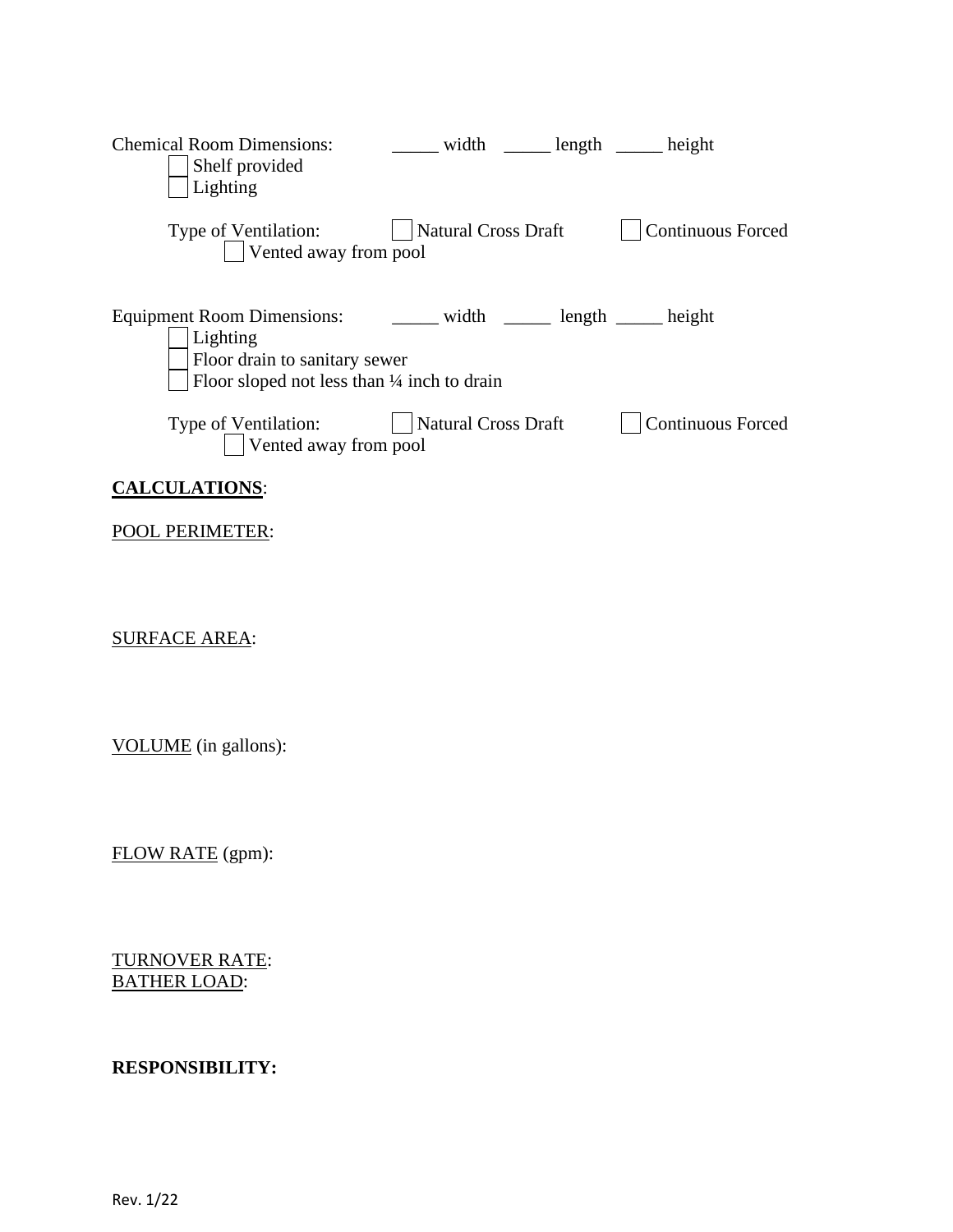Chemical Room Dimensions: _____ width _____ length _____ height

- [ ] Shelf provided
- [ ] Lighting

Type of Ventilation: [ ] Natural Cross Draft [ ] Continuous Forced

- [ ] Vented away from pool

Equipment Room Dimensions: _____ width _____ length _____ height

- [ ] Lighting
- [ ] Floor drain to sanitary sewer
- [ ] Floor sloped not less than ¼ inch to drain

Type of Ventilation: [ ] Natural Cross Draft [ ] Continuous Forced

- [ ] Vented away from pool

**CALCULATIONS**:

POOL PERIMETER:

SURFACE AREA:

VOLUME (in gallons):

FLOW RATE (gpm):

TURNOVER RATE:
BATHER LOAD:

**RESPONSIBILITY:**

Rev. 1/22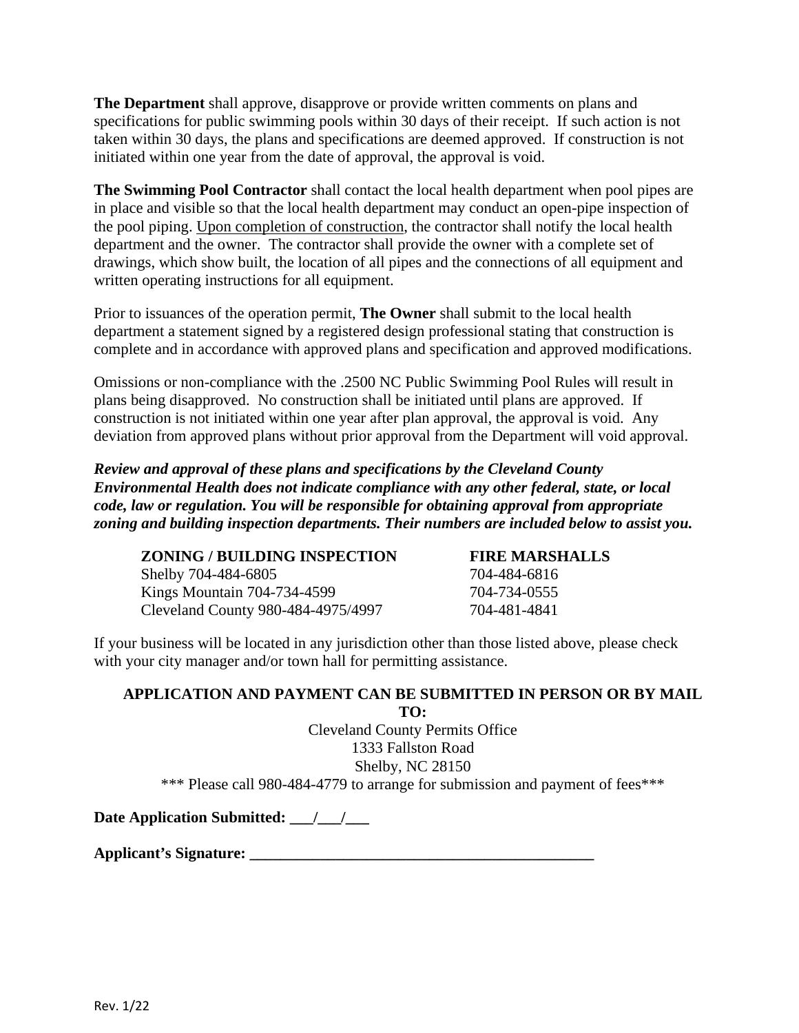**The Department** shall approve, disapprove or provide written comments on plans and specifications for public swimming pools within 30 days of their receipt. If such action is not taken within 30 days, the plans and specifications are deemed approved. If construction is not initiated within one year from the date of approval, the approval is void.

**The Swimming Pool Contractor** shall contact the local health department when pool pipes are in place and visible so that the local health department may conduct an open-pipe inspection of the pool piping. Upon completion of construction, the contractor shall notify the local health department and the owner. The contractor shall provide the owner with a complete set of drawings, which show built, the location of all pipes and the connections of all equipment and written operating instructions for all equipment.

Prior to issuances of the operation permit, **The Owner** shall submit to the local health department a statement signed by a registered design professional stating that construction is complete and in accordance with approved plans and specification and approved modifications.

Omissions or non-compliance with the .2500 NC Public Swimming Pool Rules will result in plans being disapproved. No construction shall be initiated until plans are approved. If construction is not initiated within one year after plan approval, the approval is void. Any deviation from approved plans without prior approval from the Department will void approval.

***Review and approval of these plans and specifications by the Cleveland County Environmental Health does not indicate compliance with any other federal, state, or local code, law or regulation. You will be responsible for obtaining approval from appropriate zoning and building inspection departments. Their numbers are included below to assist you.***

| ZONING / BUILDING INSPECTION | FIRE MARSHALLS |
|---|---|
| Shelby 704-484-6805 | 704-484-6816 |
| Kings Mountain 704-734-4599 | 704-734-0555 |
| Cleveland County 980-484-4975/4997 | 704-481-4841 |

If your business will be located in any jurisdiction other than those listed above, please check with your city manager and/or town hall for permitting assistance.

**APPLICATION AND PAYMENT CAN BE SUBMITTED IN PERSON OR BY MAIL TO:**

Cleveland County Permits Office
1333 Fallston Road
Shelby, NC 28150
*** Please call 980-484-4779 to arrange for submission and payment of fees***

**Date Application Submitted: ___/___/___**

**Applicant's Signature: _____________________________________________**

Rev. 1/22